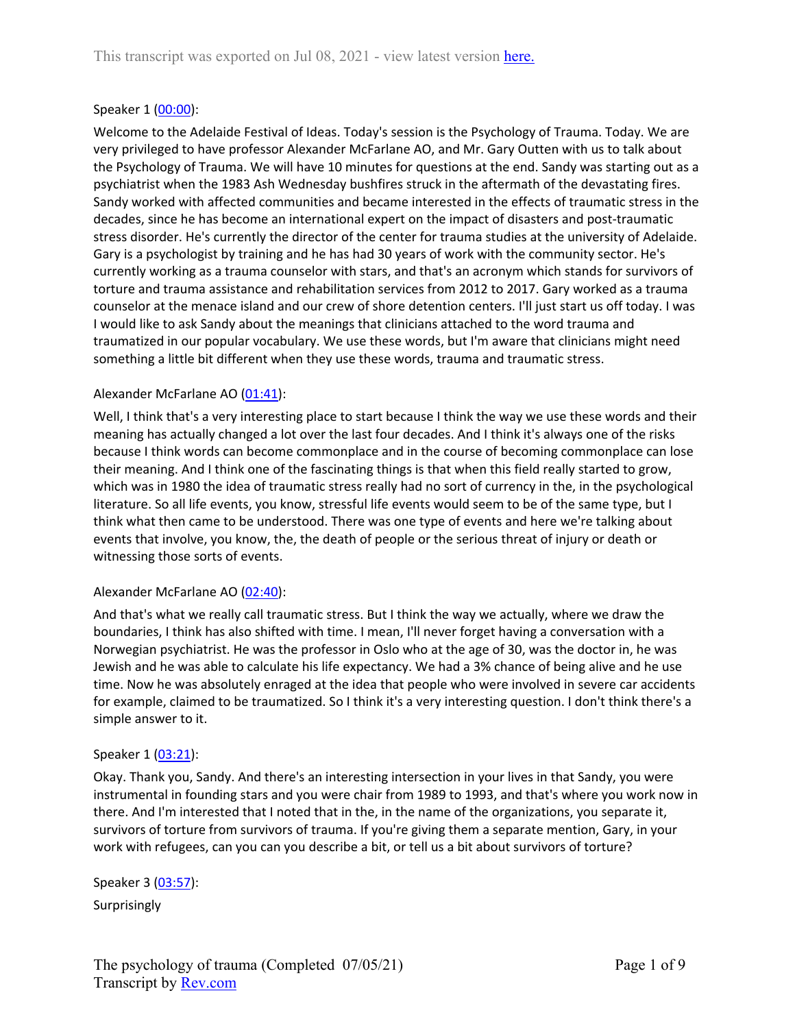This transcript was exported on Jul 08, 2021 - view latest version [here.](#)

Speaker 1 ([00:00](#)):

Welcome to the Adelaide Festival of Ideas. Today's session is the Psychology of Trauma. Today. We are very privileged to have professor Alexander McFarlane AO, and Mr. Gary Outten with us to talk about the Psychology of Trauma. We will have 10 minutes for questions at the end. Sandy was starting out as a psychiatrist when the 1983 Ash Wednesday bushfires struck in the aftermath of the devastating fires. Sandy worked with affected communities and became interested in the effects of traumatic stress in the decades, since he has become an international expert on the impact of disasters and post-traumatic stress disorder. He's currently the director of the center for trauma studies at the university of Adelaide. Gary is a psychologist by training and he has had 30 years of work with the community sector. He's currently working as a trauma counselor with stars, and that's an acronym which stands for survivors of torture and trauma assistance and rehabilitation services from 2012 to 2017. Gary worked as a trauma counselor at the menace island and our crew of shore detention centers. I'll just start us off today. I was I would like to ask Sandy about the meanings that clinicians attached to the word trauma and traumatized in our popular vocabulary. We use these words, but I'm aware that clinicians might need something a little bit different when they use these words, trauma and traumatic stress.

Alexander McFarlane AO ([01:41](#)):

Well, I think that's a very interesting place to start because I think the way we use these words and their meaning has actually changed a lot over the last four decades. And I think it's always one of the risks because I think words can become commonplace and in the course of becoming commonplace can lose their meaning. And I think one of the fascinating things is that when this field really started to grow, which was in 1980 the idea of traumatic stress really had no sort of currency in the, in the psychological literature. So all life events, you know, stressful life events would seem to be of the same type, but I think what then came to be understood. There was one type of events and here we're talking about events that involve, you know, the, the death of people or the serious threat of injury or death or witnessing those sorts of events.

Alexander McFarlane AO ([02:40](#)):

And that's what we really call traumatic stress. But I think the way we actually, where we draw the boundaries, I think has also shifted with time. I mean, I'll never forget having a conversation with a Norwegian psychiatrist. He was the professor in Oslo who at the age of 30, was the doctor in, he was Jewish and he was able to calculate his life expectancy. We had a 3% chance of being alive and he use time. Now he was absolutely enraged at the idea that people who were involved in severe car accidents for example, claimed to be traumatized. So I think it's a very interesting question. I don't think there's a simple answer to it.

Speaker 1 ([03:21](#)):

Okay. Thank you, Sandy. And there's an interesting intersection in your lives in that Sandy, you were instrumental in founding stars and you were chair from 1989 to 1993, and that's where you work now in there. And I'm interested that I noted that in the, in the name of the organizations, you separate it, survivors of torture from survivors of trauma. If you're giving them a separate mention, Gary, in your work with refugees, can you can you describe a bit, or tell us a bit about survivors of torture?

Speaker 3 ([03:57](#)):

Surprisingly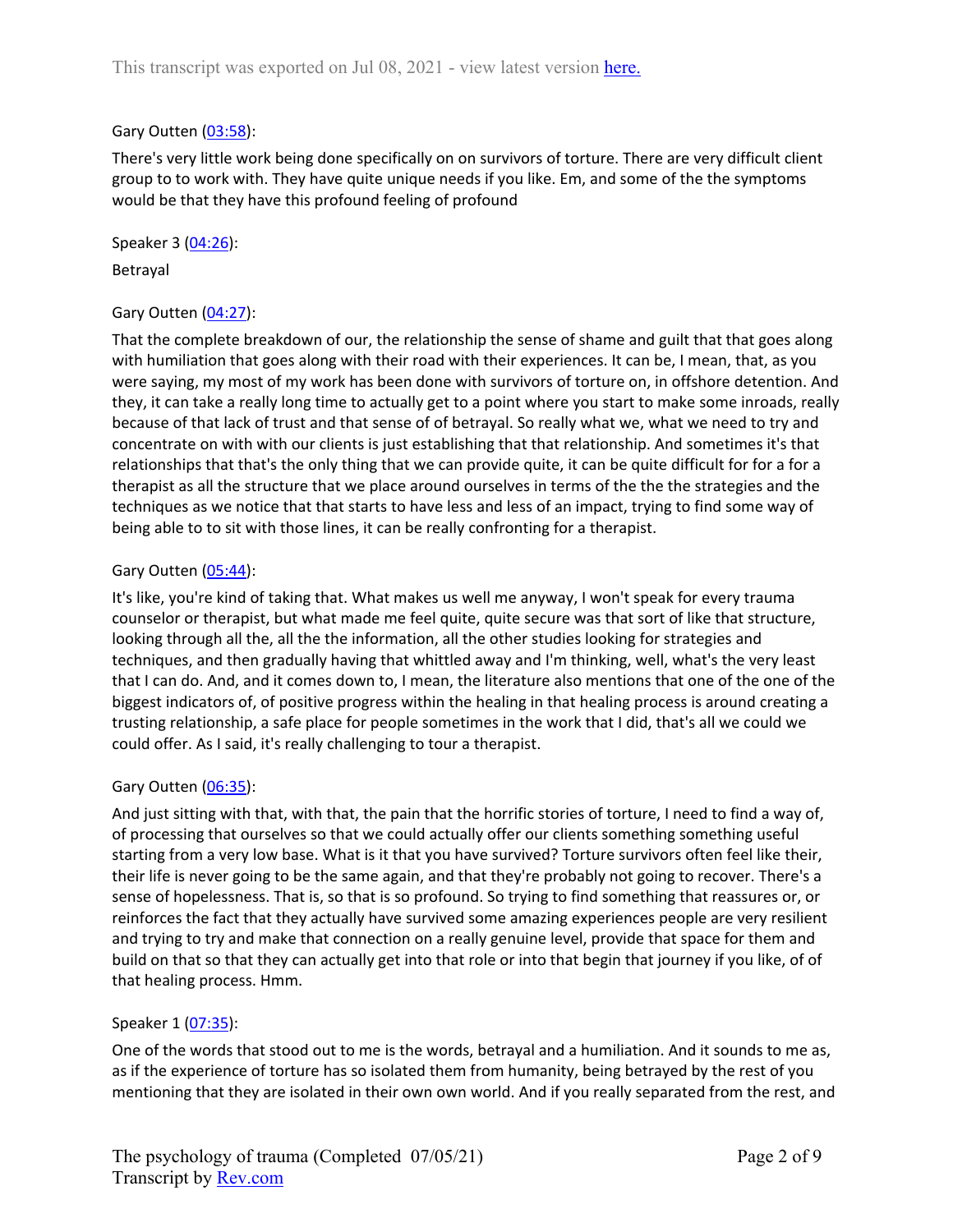Gary Outten ([03:58](#)):

There's very little work being done specifically on on survivors of torture. There are very difficult client group to to work with. They have quite unique needs if you like. Em, and some of the the symptoms would be that they have this profound feeling of profound

Speaker 3 ([04:26](#)):

Betrayal

Gary Outten ([04:27](#)):

That the complete breakdown of our, the relationship the sense of shame and guilt that that goes along with humiliation that goes along with their road with their experiences. It can be, I mean, that, as you were saying, my most of my work has been done with survivors of torture on, in offshore detention. And they, it can take a really long time to actually get to a point where you start to make some inroads, really because of that lack of trust and that sense of of betrayal. So really what we, what we need to try and concentrate on with with our clients is just establishing that that relationship. And sometimes it's that relationships that that's the only thing that we can provide quite, it can be quite difficult for for a for a therapist as all the structure that we place around ourselves in terms of the the the strategies and the techniques as we notice that that starts to have less and less of an impact, trying to find some way of being able to to sit with those lines, it can be really confronting for a therapist.

Gary Outten ([05:44](#)):

It's like, you're kind of taking that. What makes us well me anyway, I won't speak for every trauma counselor or therapist, but what made me feel quite, quite secure was that sort of like that structure, looking through all the, all the the information, all the other studies looking for strategies and techniques, and then gradually having that whittled away and I'm thinking, well, what's the very least that I can do. And, and it comes down to, I mean, the literature also mentions that one of the one of the biggest indicators of, of positive progress within the healing in that healing process is around creating a trusting relationship, a safe place for people sometimes in the work that I did, that's all we could we could offer. As I said, it's really challenging to tour a therapist.

Gary Outten ([06:35](#)):

And just sitting with that, with that, the pain that the horrific stories of torture, I need to find a way of, of processing that ourselves so that we could actually offer our clients something something useful starting from a very low base. What is it that you have survived? Torture survivors often feel like their, their life is never going to be the same again, and that they're probably not going to recover. There's a sense of hopelessness. That is, so that is so profound. So trying to find something that reassures or, or reinforces the fact that they actually have survived some amazing experiences people are very resilient and trying to try and make that connection on a really genuine level, provide that space for them and build on that so that they can actually get into that role or into that begin that journey if you like, of of that healing process. Hmm.

Speaker 1 ([07:35](#)):

One of the words that stood out to me is the words, betrayal and a humiliation. And it sounds to me as, as if the experience of torture has so isolated them from humanity, being betrayed by the rest of you mentioning that they are isolated in their own own world. And if you really separated from the rest, and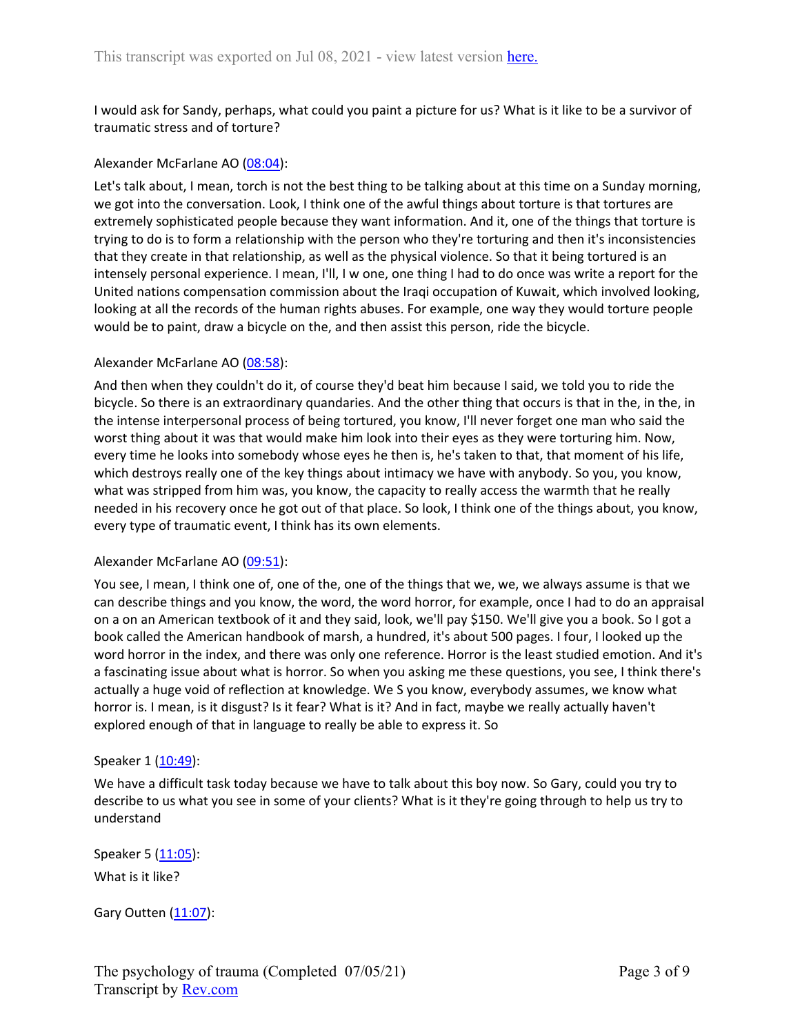I would ask for Sandy, perhaps, what could you paint a picture for us? What is it like to be a survivor of traumatic stress and of torture?

Alexander McFarlane AO ([08:04](#)):

Let's talk about, I mean, torch is not the best thing to be talking about at this time on a Sunday morning, we got into the conversation. Look, I think one of the awful things about torture is that tortures are extremely sophisticated people because they want information. And it, one of the things that torture is trying to do is to form a relationship with the person who they're torturing and then it's inconsistencies that they create in that relationship, as well as the physical violence. So that it being tortured is an intensely personal experience. I mean, I'll, I w one, one thing I had to do once was write a report for the United nations compensation commission about the Iraqi occupation of Kuwait, which involved looking, looking at all the records of the human rights abuses. For example, one way they would torture people would be to paint, draw a bicycle on the, and then assist this person, ride the bicycle.

Alexander McFarlane AO ([08:58](#)):

And then when they couldn't do it, of course they'd beat him because I said, we told you to ride the bicycle. So there is an extraordinary quandaries. And the other thing that occurs is that in the, in the, in the intense interpersonal process of being tortured, you know, I'll never forget one man who said the worst thing about it was that would make him look into their eyes as they were torturing him. Now, every time he looks into somebody whose eyes he then is, he's taken to that, that moment of his life, which destroys really one of the key things about intimacy we have with anybody. So you, you know, what was stripped from him was, you know, the capacity to really access the warmth that he really needed in his recovery once he got out of that place. So look, I think one of the things about, you know, every type of traumatic event, I think has its own elements.

Alexander McFarlane AO ([09:51](#)):

You see, I mean, I think one of, one of the, one of the things that we, we, we always assume is that we can describe things and you know, the word, the word horror, for example, once I had to do an appraisal on a on an American textbook of it and they said, look, we'll pay $150. We'll give you a book. So I got a book called the American handbook of marsh, a hundred, it's about 500 pages. I four, I looked up the word horror in the index, and there was only one reference. Horror is the least studied emotion. And it's a fascinating issue about what is horror. So when you asking me these questions, you see, I think there's actually a huge void of reflection at knowledge. We S you know, everybody assumes, we know what horror is. I mean, is it disgust? Is it fear? What is it? And in fact, maybe we really actually haven't explored enough of that in language to really be able to express it. So

Speaker 1 ([10:49](#)):

We have a difficult task today because we have to talk about this boy now. So Gary, could you try to describe to us what you see in some of your clients? What is it they're going through to help us try to understand

Speaker 5 ([11:05](#)):

What is it like?

Gary Outten ([11:07](#)):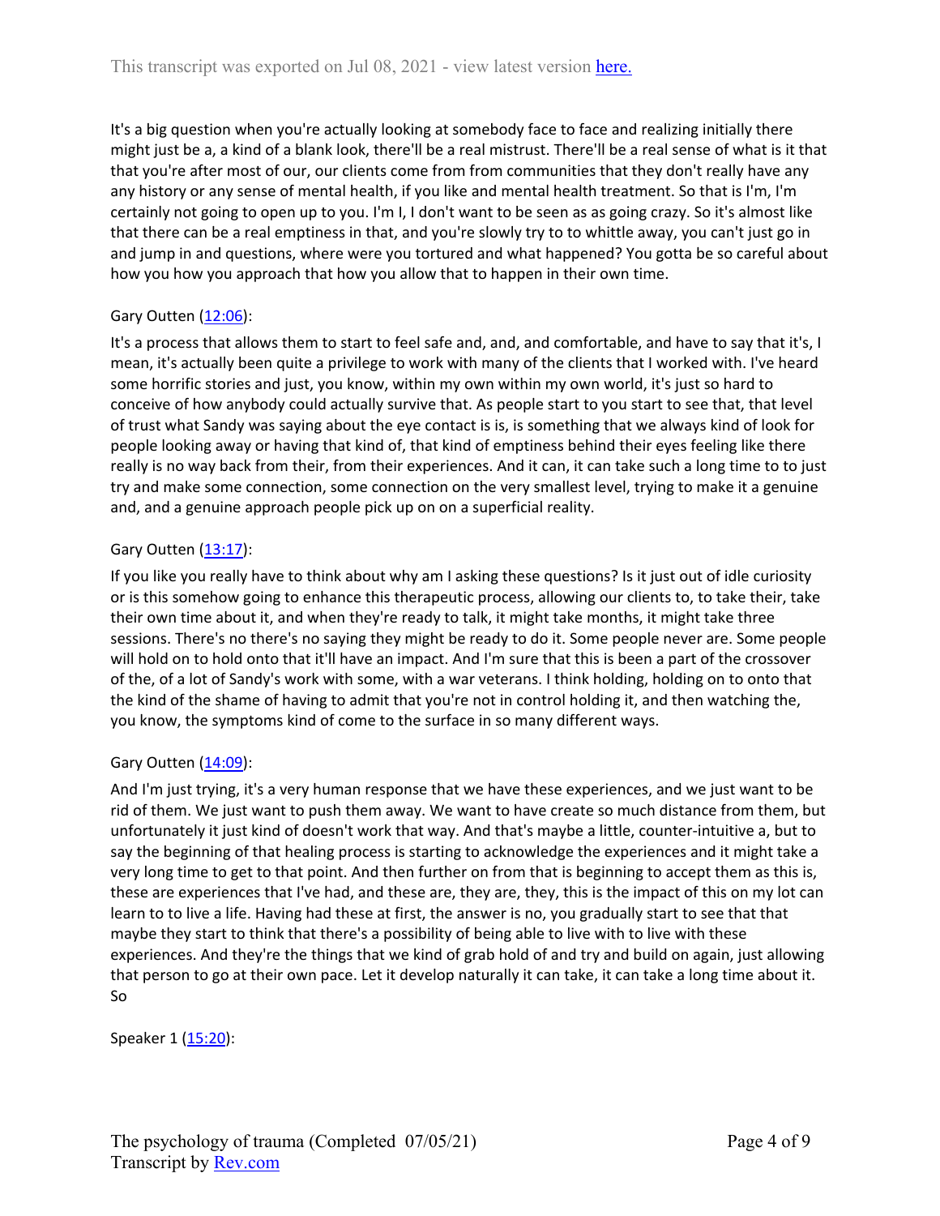It's a big question when you're actually looking at somebody face to face and realizing initially there might just be a, a kind of a blank look, there'll be a real mistrust. There'll be a real sense of what is it that that you're after most of our, our clients come from from communities that they don't really have any any history or any sense of mental health, if you like and mental health treatment. So that is I'm, I'm certainly not going to open up to you. I'm I, I don't want to be seen as as going crazy. So it's almost like that there can be a real emptiness in that, and you're slowly try to to whittle away, you can't just go in and jump in and questions, where were you tortured and what happened? You gotta be so careful about how you how you approach that how you allow that to happen in their own time.

Gary Outten ([12:06](#)):

It's a process that allows them to start to feel safe and, and, and comfortable, and have to say that it's, I mean, it's actually been quite a privilege to work with many of the clients that I worked with. I've heard some horrific stories and just, you know, within my own within my own world, it's just so hard to conceive of how anybody could actually survive that. As people start to you start to see that, that level of trust what Sandy was saying about the eye contact is is, is something that we always kind of look for people looking away or having that kind of, that kind of emptiness behind their eyes feeling like there really is no way back from their, from their experiences. And it can, it can take such a long time to to just try and make some connection, some connection on the very smallest level, trying to make it a genuine and, and a genuine approach people pick up on on a superficial reality.

Gary Outten ([13:17](#)):

If you like you really have to think about why am I asking these questions? Is it just out of idle curiosity or is this somehow going to enhance this therapeutic process, allowing our clients to, to take their, take their own time about it, and when they're ready to talk, it might take months, it might take three sessions. There's no there's no saying they might be ready to do it. Some people never are. Some people will hold on to hold onto that it'll have an impact. And I'm sure that this is been a part of the crossover of the, of a lot of Sandy's work with some, with a war veterans. I think holding, holding on to onto that the kind of the shame of having to admit that you're not in control holding it, and then watching the, you know, the symptoms kind of come to the surface in so many different ways.

Gary Outten ([14:09](#)):

And I'm just trying, it's a very human response that we have these experiences, and we just want to be rid of them. We just want to push them away. We want to have create so much distance from them, but unfortunately it just kind of doesn't work that way. And that's maybe a little, counter-intuitive a, but to say the beginning of that healing process is starting to acknowledge the experiences and it might take a very long time to get to that point. And then further on from that is beginning to accept them as this is, these are experiences that I've had, and these are, they are, they, this is the impact of this on my lot can learn to to live a life. Having had these at first, the answer is no, you gradually start to see that that maybe they start to think that there's a possibility of being able to live with to live with these experiences. And they're the things that we kind of grab hold of and try and build on again, just allowing that person to go at their own pace. Let it develop naturally it can take, it can take a long time about it. So

Speaker 1 ([15:20](#)):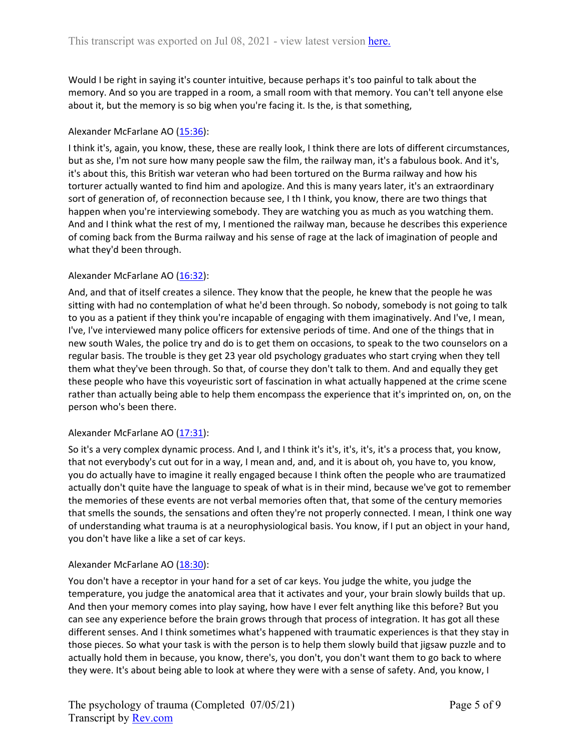Would I be right in saying it's counter intuitive, because perhaps it's too painful to talk about the memory. And so you are trapped in a room, a small room with that memory. You can't tell anyone else about it, but the memory is so big when you're facing it. Is the, is that something,

Alexander McFarlane AO ([15:36](#)):

I think it's, again, you know, these, these are really look, I think there are lots of different circumstances, but as she, I'm not sure how many people saw the film, the railway man, it's a fabulous book. And it's, it's about this, this British war veteran who had been tortured on the Burma railway and how his torturer actually wanted to find him and apologize. And this is many years later, it's an extraordinary sort of generation of, of reconnection because see, I th I think, you know, there are two things that happen when you're interviewing somebody. They are watching you as much as you watching them. And and I think what the rest of my, I mentioned the railway man, because he describes this experience of coming back from the Burma railway and his sense of rage at the lack of imagination of people and what they'd been through.

Alexander McFarlane AO ([16:32](#)):

And, and that of itself creates a silence. They know that the people, he knew that the people he was sitting with had no contemplation of what he'd been through. So nobody, somebody is not going to talk to you as a patient if they think you're incapable of engaging with them imaginatively. And I've, I mean, I've, I've interviewed many police officers for extensive periods of time. And one of the things that in new south Wales, the police try and do is to get them on occasions, to speak to the two counselors on a regular basis. The trouble is they get 23 year old psychology graduates who start crying when they tell them what they've been through. So that, of course they don't talk to them. And and equally they get these people who have this voyeuristic sort of fascination in what actually happened at the crime scene rather than actually being able to help them encompass the experience that it's imprinted on, on, on the person who's been there.

Alexander McFarlane AO ([17:31](#)):

So it's a very complex dynamic process. And I, and I think it's it's, it's, it's, it's a process that, you know, that not everybody's cut out for in a way, I mean and, and, and it is about oh, you have to, you know, you do actually have to imagine it really engaged because I think often the people who are traumatized actually don't quite have the language to speak of what is in their mind, because we've got to remember the memories of these events are not verbal memories often that, that some of the century memories that smells the sounds, the sensations and often they're not properly connected. I mean, I think one way of understanding what trauma is at a neurophysiological basis. You know, if I put an object in your hand, you don't have like a like a set of car keys.

Alexander McFarlane AO ([18:30](#)):

You don't have a receptor in your hand for a set of car keys. You judge the white, you judge the temperature, you judge the anatomical area that it activates and your, your brain slowly builds that up. And then your memory comes into play saying, how have I ever felt anything like this before? But you can see any experience before the brain grows through that process of integration. It has got all these different senses. And I think sometimes what's happened with traumatic experiences is that they stay in those pieces. So what your task is with the person is to help them slowly build that jigsaw puzzle and to actually hold them in because, you know, there's, you don't, you don't want them to go back to where they were. It's about being able to look at where they were with a sense of safety. And, you know, I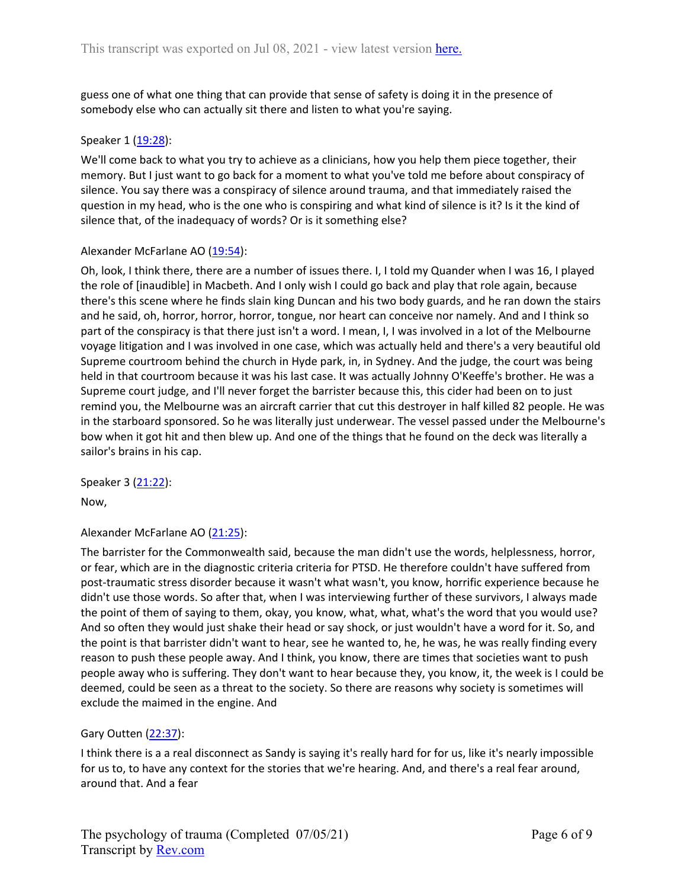guess one of what one thing that can provide that sense of safety is doing it in the presence of somebody else who can actually sit there and listen to what you're saying.

Speaker 1 ([19:28](#)):

We'll come back to what you try to achieve as a clinicians, how you help them piece together, their memory. But I just want to go back for a moment to what you've told me before about conspiracy of silence. You say there was a conspiracy of silence around trauma, and that immediately raised the question in my head, who is the one who is conspiring and what kind of silence is it? Is it the kind of silence that, of the inadequacy of words? Or is it something else?

Alexander McFarlane AO ([19:54](#)):

Oh, look, I think there, there are a number of issues there. I, I told my Quander when I was 16, I played the role of [inaudible] in Macbeth. And I only wish I could go back and play that role again, because there's this scene where he finds slain king Duncan and his two body guards, and he ran down the stairs and he said, oh, horror, horror, horror, tongue, nor heart can conceive nor namely. And and I think so part of the conspiracy is that there just isn't a word. I mean, I, I was involved in a lot of the Melbourne voyage litigation and I was involved in one case, which was actually held and there's a very beautiful old Supreme courtroom behind the church in Hyde park, in, in Sydney. And the judge, the court was being held in that courtroom because it was his last case. It was actually Johnny O'Keeffe's brother. He was a Supreme court judge, and I'll never forget the barrister because this, this cider had been on to just remind you, the Melbourne was an aircraft carrier that cut this destroyer in half killed 82 people. He was in the starboard sponsored. So he was literally just underwear. The vessel passed under the Melbourne's bow when it got hit and then blew up. And one of the things that he found on the deck was literally a sailor's brains in his cap.

Speaker 3 ([21:22](#)):

Now,

Alexander McFarlane AO ([21:25](#)):

The barrister for the Commonwealth said, because the man didn't use the words, helplessness, horror, or fear, which are in the diagnostic criteria criteria for PTSD. He therefore couldn't have suffered from post-traumatic stress disorder because it wasn't what wasn't, you know, horrific experience because he didn't use those words. So after that, when I was interviewing further of these survivors, I always made the point of them of saying to them, okay, you know, what, what, what's the word that you would use? And so often they would just shake their head or say shock, or just wouldn't have a word for it. So, and the point is that barrister didn't want to hear, see he wanted to, he, he was, he was really finding every reason to push these people away. And I think, you know, there are times that societies want to push people away who is suffering. They don't want to hear because they, you know, it, the week is I could be deemed, could be seen as a threat to the society. So there are reasons why society is sometimes will exclude the maimed in the engine. And

Gary Outten ([22:37](#)):

I think there is a a real disconnect as Sandy is saying it's really hard for for us, like it's nearly impossible for us to, to have any context for the stories that we're hearing. And, and there's a real fear around, around that. And a fear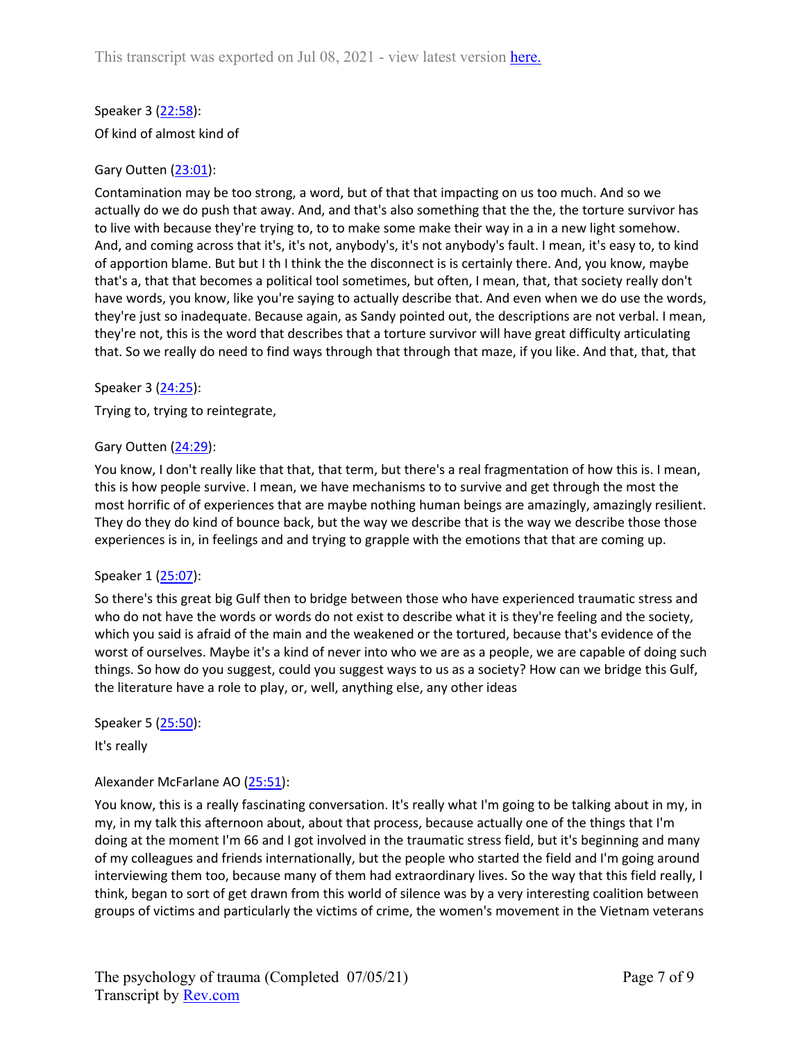Speaker 3 ([22:58](#)):

Of kind of almost kind of

Gary Outten ([23:01](#)):

Contamination may be too strong, a word, but of that that impacting on us too much. And so we actually do we do push that away. And, and that's also something that the the, the torture survivor has to live with because they're trying to, to to make some make their way in a in a new light somehow. And, and coming across that it's, it's not, anybody's, it's not anybody's fault. I mean, it's easy to, to kind of apportion blame. But but I th I think the the disconnect is is certainly there. And, you know, maybe that's a, that that becomes a political tool sometimes, but often, I mean, that, that society really don't have words, you know, like you're saying to actually describe that. And even when we do use the words, they're just so inadequate. Because again, as Sandy pointed out, the descriptions are not verbal. I mean, they're not, this is the word that describes that a torture survivor will have great difficulty articulating that. So we really do need to find ways through that through that maze, if you like. And that, that, that

Speaker 3 ([24:25](#)):

Trying to, trying to reintegrate,

Gary Outten ([24:29](#)):

You know, I don't really like that that, that term, but there's a real fragmentation of how this is. I mean, this is how people survive. I mean, we have mechanisms to to survive and get through the most the most horrific of of experiences that are maybe nothing human beings are amazingly, amazingly resilient. They do they do kind of bounce back, but the way we describe that is the way we describe those those experiences is in, in feelings and and trying to grapple with the emotions that that are coming up.

Speaker 1 ([25:07](#)):

So there's this great big Gulf then to bridge between those who have experienced traumatic stress and who do not have the words or words do not exist to describe what it is they're feeling and the society, which you said is afraid of the main and the weakened or the tortured, because that's evidence of the worst of ourselves. Maybe it's a kind of never into who we are as a people, we are capable of doing such things. So how do you suggest, could you suggest ways to us as a society? How can we bridge this Gulf, the literature have a role to play, or, well, anything else, any other ideas

Speaker 5 ([25:50](#)):

It's really

Alexander McFarlane AO ([25:51](#)):

You know, this is a really fascinating conversation. It's really what I'm going to be talking about in my, in my, in my talk this afternoon about, about that process, because actually one of the things that I'm doing at the moment I'm 66 and I got involved in the traumatic stress field, but it's beginning and many of my colleagues and friends internationally, but the people who started the field and I'm going around interviewing them too, because many of them had extraordinary lives. So the way that this field really, I think, began to sort of get drawn from this world of silence was by a very interesting coalition between groups of victims and particularly the victims of crime, the women's movement in the Vietnam veterans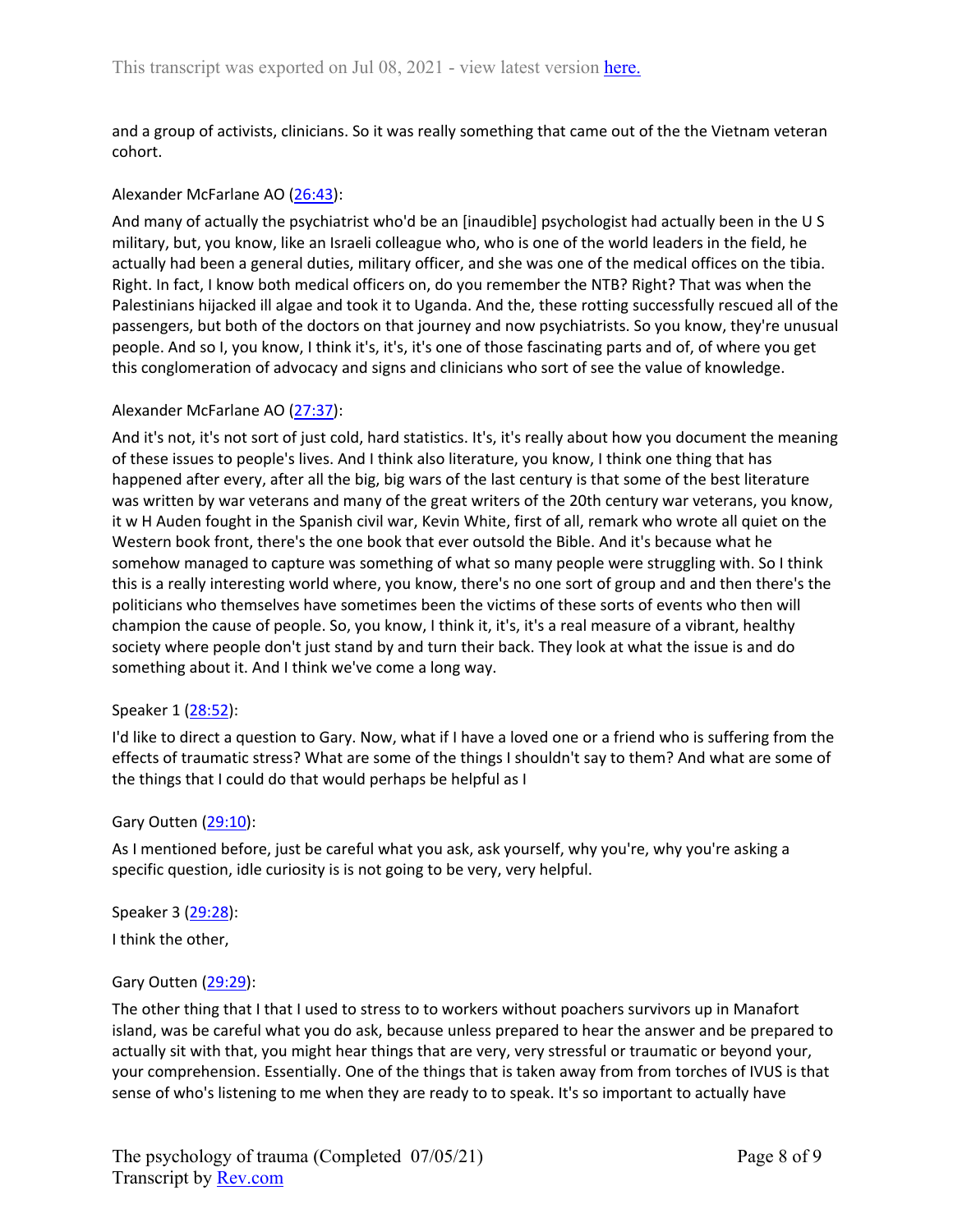and a group of activists, clinicians. So it was really something that came out of the the Vietnam veteran cohort.

Alexander McFarlane AO ([26:43](#)):

And many of actually the psychiatrist who'd be an [inaudible] psychologist had actually been in the U S military, but, you know, like an Israeli colleague who, who is one of the world leaders in the field, he actually had been a general duties, military officer, and she was one of the medical offices on the tibia. Right. In fact, I know both medical officers on, do you remember the NTB? Right? That was when the Palestinians hijacked ill algae and took it to Uganda. And the, these rotting successfully rescued all of the passengers, but both of the doctors on that journey and now psychiatrists. So you know, they're unusual people. And so I, you know, I think it's, it's, it's one of those fascinating parts and of, of where you get this conglomeration of advocacy and signs and clinicians who sort of see the value of knowledge.

Alexander McFarlane AO ([27:37](#)):

And it's not, it's not sort of just cold, hard statistics. It's, it's really about how you document the meaning of these issues to people's lives. And I think also literature, you know, I think one thing that has happened after every, after all the big, big wars of the last century is that some of the best literature was written by war veterans and many of the great writers of the 20th century war veterans, you know, it w H Auden fought in the Spanish civil war, Kevin White, first of all, remark who wrote all quiet on the Western book front, there's the one book that ever outsold the Bible. And it's because what he somehow managed to capture was something of what so many people were struggling with. So I think this is a really interesting world where, you know, there's no one sort of group and and then there's the politicians who themselves have sometimes been the victims of these sorts of events who then will champion the cause of people. So, you know, I think it, it's, it's a real measure of a vibrant, healthy society where people don't just stand by and turn their back. They look at what the issue is and do something about it. And I think we've come a long way.

Speaker 1 ([28:52](#)):

I'd like to direct a question to Gary. Now, what if I have a loved one or a friend who is suffering from the effects of traumatic stress? What are some of the things I shouldn't say to them? And what are some of the things that I could do that would perhaps be helpful as I

Gary Outten ([29:10](#)):

As I mentioned before, just be careful what you ask, ask yourself, why you're, why you're asking a specific question, idle curiosity is is not going to be very, very helpful.

Speaker 3 ([29:28](#)):

I think the other,

Gary Outten ([29:29](#)):

The other thing that I that I used to stress to to workers without poachers survivors up in Manafort island, was be careful what you do ask, because unless prepared to hear the answer and be prepared to actually sit with that, you might hear things that are very, very stressful or traumatic or beyond your, your comprehension. Essentially. One of the things that is taken away from from torches of IVUS is that sense of who's listening to me when they are ready to to speak. It's so important to actually have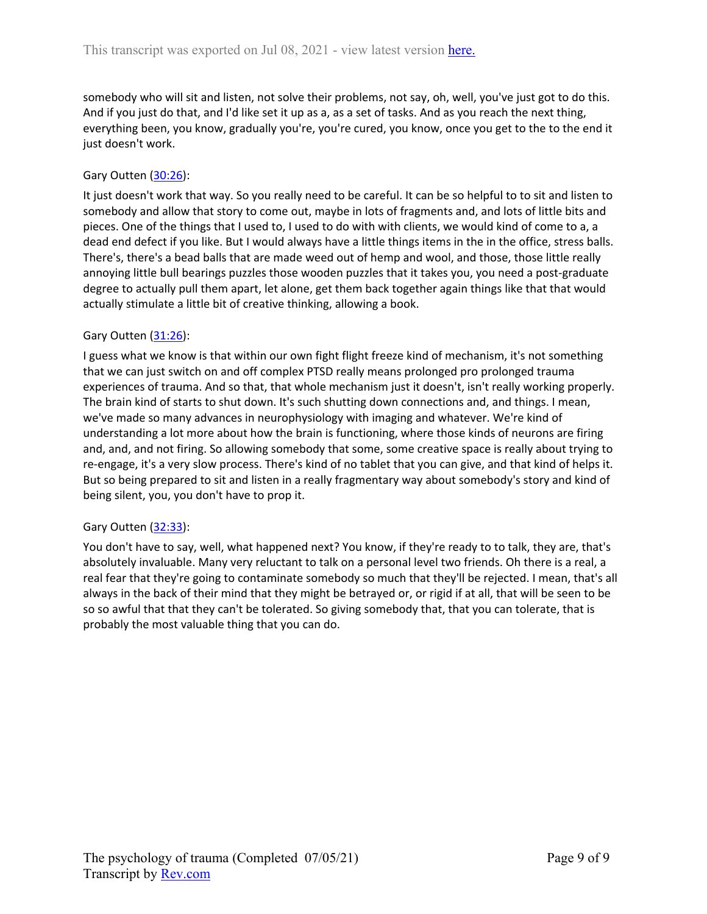somebody who will sit and listen, not solve their problems, not say, oh, well, you've just got to do this. And if you just do that, and I'd like set it up as a, as a set of tasks. And as you reach the next thing, everything been, you know, gradually you're, you're cured, you know, once you get to the to the end it just doesn't work.

Gary Outten (30:26):

It just doesn't work that way. So you really need to be careful. It can be so helpful to to sit and listen to somebody and allow that story to come out, maybe in lots of fragments and, and lots of little bits and pieces. One of the things that I used to, I used to do with with clients, we would kind of come to a, a dead end defect if you like. But I would always have a little things items in the in the office, stress balls. There's, there's a bead balls that are made weed out of hemp and wool, and those, those little really annoying little bull bearings puzzles those wooden puzzles that it takes you, you need a post-graduate degree to actually pull them apart, let alone, get them back together again things like that that would actually stimulate a little bit of creative thinking, allowing a book.

Gary Outten (31:26):

I guess what we know is that within our own fight flight freeze kind of mechanism, it's not something that we can just switch on and off complex PTSD really means prolonged pro prolonged trauma experiences of trauma. And so that, that whole mechanism just it doesn't, isn't really working properly. The brain kind of starts to shut down. It's such shutting down connections and, and things. I mean, we've made so many advances in neurophysiology with imaging and whatever. We're kind of understanding a lot more about how the brain is functioning, where those kinds of neurons are firing and, and, and not firing. So allowing somebody that some, some creative space is really about trying to re-engage, it's a very slow process. There's kind of no tablet that you can give, and that kind of helps it. But so being prepared to sit and listen in a really fragmentary way about somebody's story and kind of being silent, you, you don't have to prop it.

Gary Outten (32:33):

You don't have to say, well, what happened next? You know, if they're ready to to talk, they are, that's absolutely invaluable. Many very reluctant to talk on a personal level two friends. Oh there is a real, a real fear that they're going to contaminate somebody so much that they'll be rejected. I mean, that's all always in the back of their mind that they might be betrayed or, or rigid if at all, that will be seen to be so so awful that that they can't be tolerated. So giving somebody that, that you can tolerate, that is probably the most valuable thing that you can do.